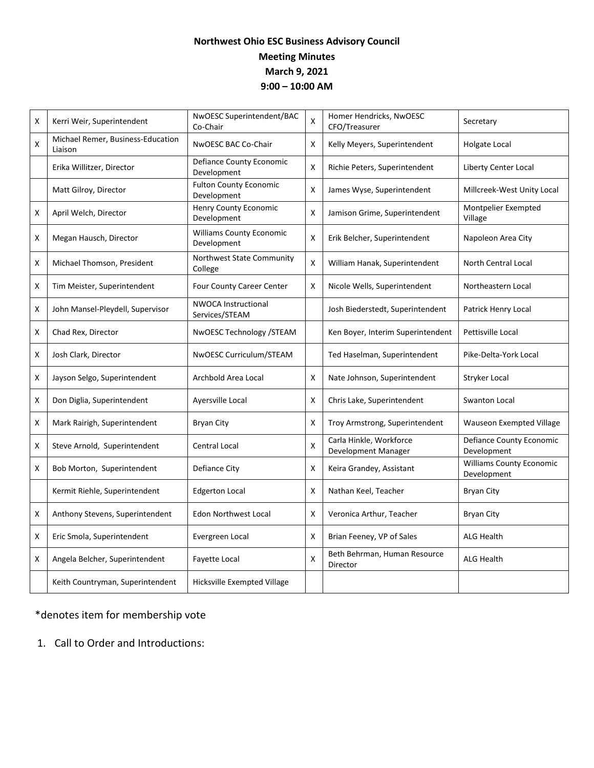**Northwest Ohio ESC Business Advisory Council**
**Meeting Minutes**
**March 9, 2021**
**9:00 – 10:00 AM**

| | | | | | |
|---|---|---|---|---|---|
| X | Kerri Weir, Superintendent | NwOESC Superintendent/BAC Co-Chair | X | Homer Hendricks, NwOESC CFO/Treasurer | Secretary |
| X | Michael Remer, Business-Education Liaison | NwOESC BAC Co-Chair | X | Kelly Meyers, Superintendent | Holgate Local |
| | Erika Willitzer, Director | Defiance County Economic Development | X | Richie Peters, Superintendent | Liberty Center Local |
| | Matt Gilroy, Director | Fulton County Economic Development | X | James Wyse, Superintendent | Millcreek-West Unity Local |
| X | April Welch, Director | Henry County Economic Development | X | Jamison Grime, Superintendent | Montpelier Exempted Village |
| X | Megan Hausch, Director | Williams County Economic Development | X | Erik Belcher, Superintendent | Napoleon Area City |
| X | Michael Thomson, President | Northwest State Community College | X | William Hanak, Superintendent | North Central Local |
| X | Tim Meister, Superintendent | Four County Career Center | X | Nicole Wells, Superintendent | Northeastern Local |
| X | John Mansel-Pleydell, Supervisor | NWOCA Instructional Services/STEAM | | Josh Biederstedt, Superintendent | Patrick Henry Local |
| X | Chad Rex, Director | NwOESC Technology /STEAM | | Ken Boyer, Interim Superintendent | Pettisville Local |
| X | Josh Clark, Director | NwOESC Curriculum/STEAM | | Ted Haselman, Superintendent | Pike-Delta-York Local |
| X | Jayson Selgo, Superintendent | Archbold Area Local | X | Nate Johnson, Superintendent | Stryker Local |
| X | Don Diglia, Superintendent | Ayersville Local | X | Chris Lake, Superintendent | Swanton Local |
| X | Mark Rairigh, Superintendent | Bryan City | X | Troy Armstrong, Superintendent | Wauseon Exempted Village |
| X | Steve Arnold, Superintendent | Central Local | X | Carla Hinkle, Workforce Development Manager | Defiance County Economic Development |
| X | Bob Morton, Superintendent | Defiance City | X | Keira Grandey, Assistant | Williams County Economic Development |
| | Kermit Riehle, Superintendent | Edgerton Local | X | Nathan Keel, Teacher | Bryan City |
| X | Anthony Stevens, Superintendent | Edon Northwest Local | X | Veronica Arthur, Teacher | Bryan City |
| X | Eric Smola, Superintendent | Evergreen Local | X | Brian Feeney, VP of Sales | ALG Health |
| X | Angela Belcher, Superintendent | Fayette Local | X | Beth Behrman, Human Resource Director | ALG Health |
| | Keith Countryman, Superintendent | Hicksville Exempted Village | | | |

*denotes item for membership vote

1. Call to Order and Introductions: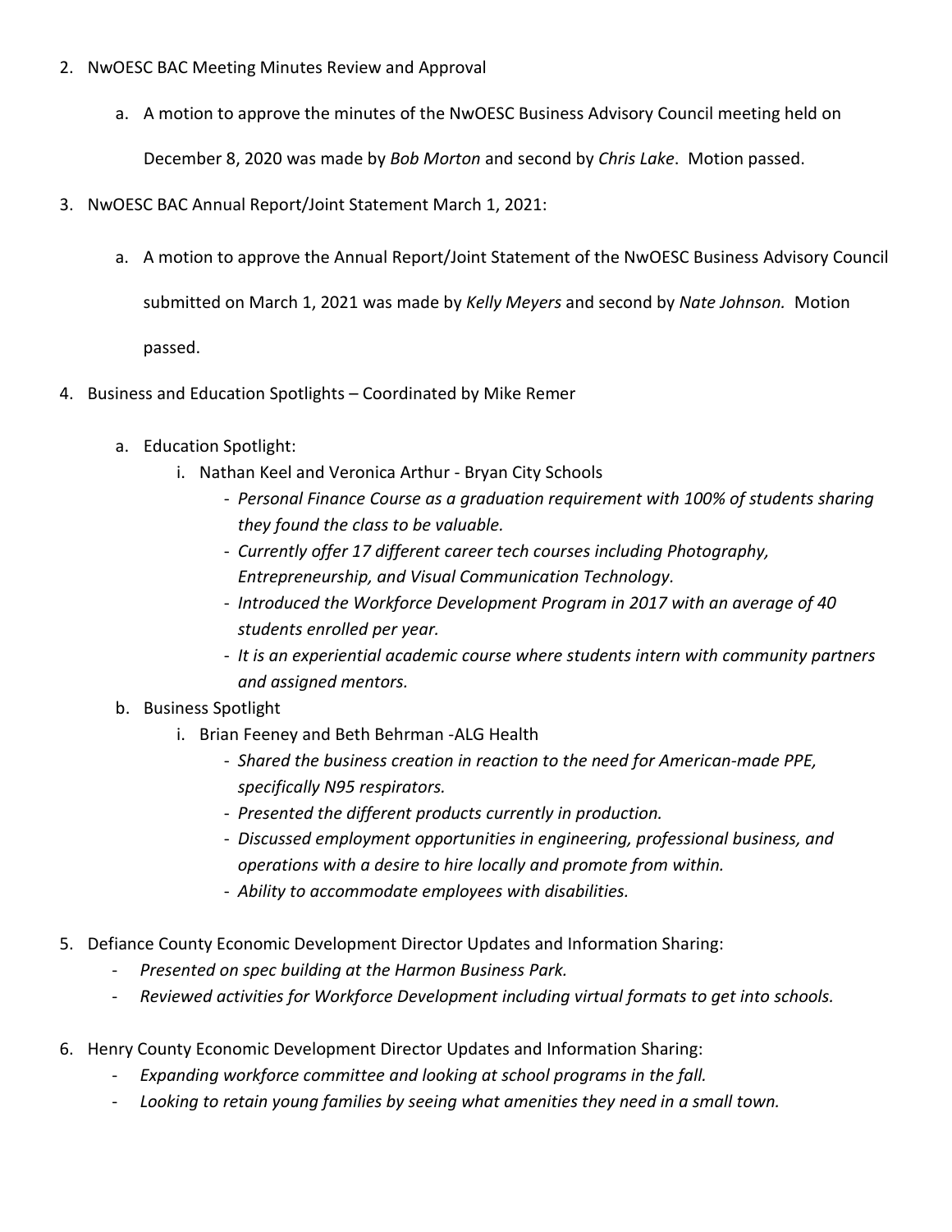2. NwOESC BAC Meeting Minutes Review and Approval

   a. A motion to approve the minutes of the NwOESC Business Advisory Council meeting held on December 8, 2020 was made by *Bob Morton* and second by *Chris Lake*. Motion passed.

3. NwOESC BAC Annual Report/Joint Statement March 1, 2021:

   a. A motion to approve the Annual Report/Joint Statement of the NwOESC Business Advisory Council submitted on March 1, 2021 was made by *Kelly Meyers* and second by *Nate Johnson.* Motion passed.

4. Business and Education Spotlights – Coordinated by Mike Remer

   a. Education Spotlight:
      i. Nathan Keel and Veronica Arthur - Bryan City Schools
         - *Personal Finance Course as a graduation requirement with 100% of students sharing they found the class to be valuable.*
         - *Currently offer 17 different career tech courses including Photography, Entrepreneurship, and Visual Communication Technology.*
         - *Introduced the Workforce Development Program in 2017 with an average of 40 students enrolled per year.*
         - *It is an experiential academic course where students intern with community partners and assigned mentors.*

   b. Business Spotlight
      i. Brian Feeney and Beth Behrman -ALG Health
         - *Shared the business creation in reaction to the need for American-made PPE, specifically N95 respirators.*
         - *Presented the different products currently in production.*
         - *Discussed employment opportunities in engineering, professional business, and operations with a desire to hire locally and promote from within.*
         - *Ability to accommodate employees with disabilities.*

5. Defiance County Economic Development Director Updates and Information Sharing:
   - *Presented on spec building at the Harmon Business Park.*
   - *Reviewed activities for Workforce Development including virtual formats to get into schools.*

6. Henry County Economic Development Director Updates and Information Sharing:
   - *Expanding workforce committee and looking at school programs in the fall.*
   - *Looking to retain young families by seeing what amenities they need in a small town.*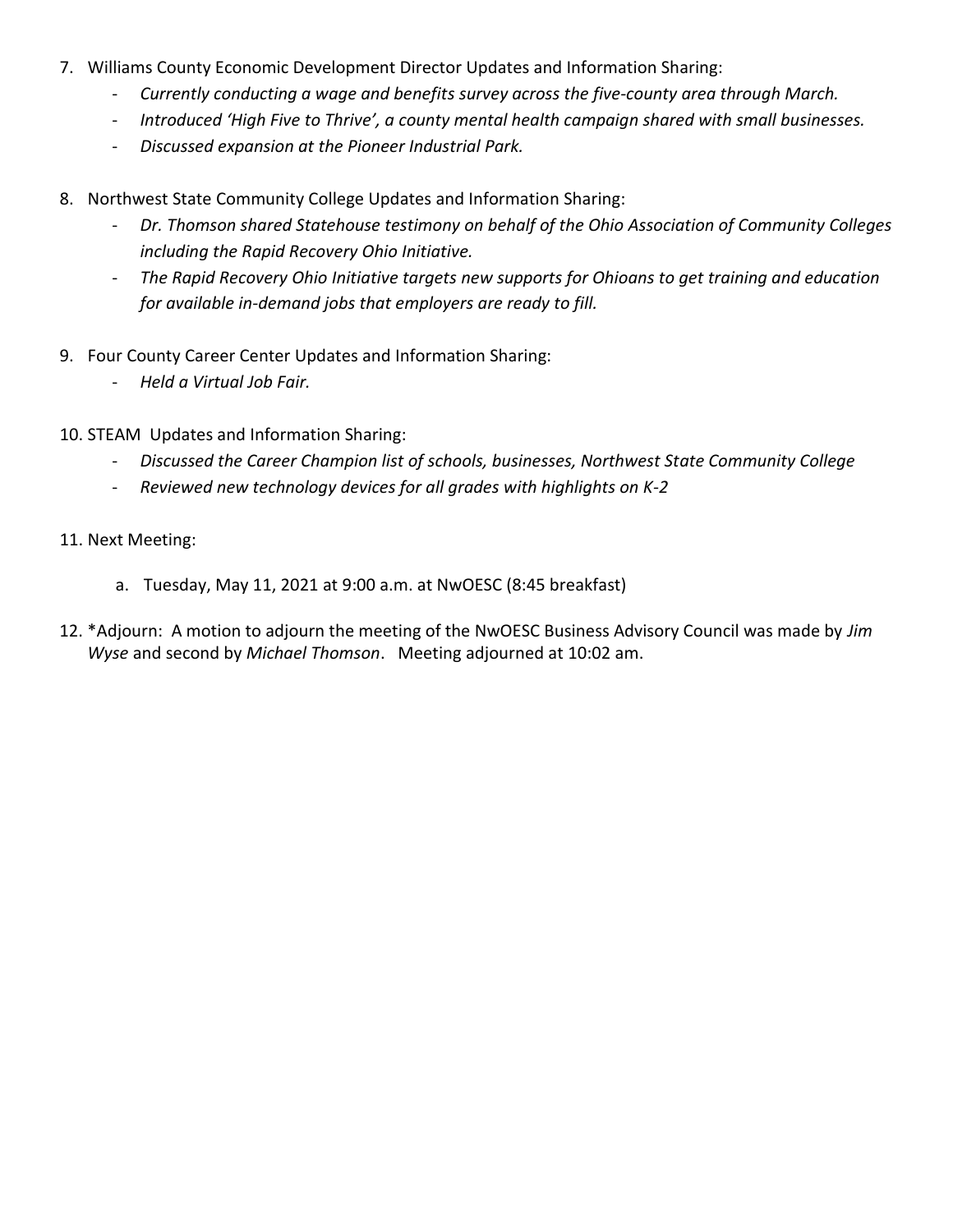7. Williams County Economic Development Director Updates and Information Sharing:
    - *Currently conducting a wage and benefits survey across the five-county area through March.*
    - *Introduced 'High Five to Thrive', a county mental health campaign shared with small businesses.*
    - *Discussed expansion at the Pioneer Industrial Park.*

8. Northwest State Community College Updates and Information Sharing:
    - *Dr. Thomson shared Statehouse testimony on behalf of the Ohio Association of Community Colleges including the Rapid Recovery Ohio Initiative.*
    - *The Rapid Recovery Ohio Initiative targets new supports for Ohioans to get training and education for available in-demand jobs that employers are ready to fill.*

9. Four County Career Center Updates and Information Sharing:
    - *Held a Virtual Job Fair.*

10. STEAM Updates and Information Sharing:
    - *Discussed the Career Champion list of schools, businesses, Northwest State Community College*
    - *Reviewed new technology devices for all grades with highlights on K-2*

11. Next Meeting:

    a. Tuesday, May 11, 2021 at 9:00 a.m. at NwOESC (8:45 breakfast)

12. *Adjourn: A motion to adjourn the meeting of the NwOESC Business Advisory Council was made by *Jim Wyse* and second by *Michael Thomson*. Meeting adjourned at 10:02 am.